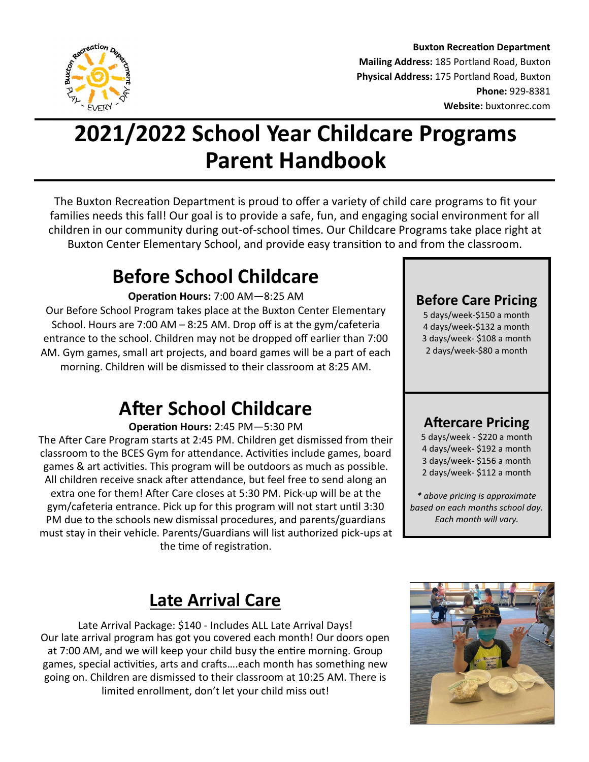**Buxton Recreation Department**
**Mailing Address:** 185 Portland Road, Buxton
**Physical Address:** 175 Portland Road, Buxton
**Phone:** 929-8381
**Website:** buxtonrec.com

# 2021/2022 School Year Childcare Programs Parent Handbook

The Buxton Recreation Department is proud to offer a variety of child care programs to fit your families needs this fall! Our goal is to provide a safe, fun, and engaging social environment for all children in our community during out-of-school times. Our Childcare Programs take place right at Buxton Center Elementary School, and provide easy transition to and from the classroom.

## Before School Childcare

**Operation Hours:** 7:00 AM—8:25 AM

Our Before School Program takes place at the Buxton Center Elementary School. Hours are 7:00 AM – 8:25 AM. Drop off is at the gym/cafeteria entrance to the school. Children may not be dropped off earlier than 7:00 AM. Gym games, small art projects, and board games will be a part of each morning. Children will be dismissed to their classroom at 8:25 AM.

### Before Care Pricing

5 days/week-$150 a month
4 days/week-$132 a month
3 days/week- $108 a month
2 days/week-$80 a month

## After School Childcare

**Operation Hours:** 2:45 PM—5:30 PM

The After Care Program starts at 2:45 PM. Children get dismissed from their classroom to the BCES Gym for attendance. Activities include games, board games & art activities. This program will be outdoors as much as possible. All children receive snack after attendance, but feel free to send along an extra one for them! After Care closes at 5:30 PM. Pick-up will be at the gym/cafeteria entrance. Pick up for this program will not start until 3:30 PM due to the schools new dismissal procedures, and parents/guardians must stay in their vehicle. Parents/Guardians will list authorized pick-ups at the time of registration.

### Aftercare Pricing

5 days/week - $220 a month
4 days/week- $192 a month
3 days/week- $156 a month
2 days/week- $112 a month

*\* above pricing is approximate based on each months school day. Each month will vary.*

## Late Arrival Care

Late Arrival Package: $140 - Includes ALL Late Arrival Days!

Our late arrival program has got you covered each month! Our doors open at 7:00 AM, and we will keep your child busy the entire morning. Group games, special activities, arts and crafts….each month has something new going on. Children are dismissed to their classroom at 10:25 AM. There is limited enrollment, don't let your child miss out!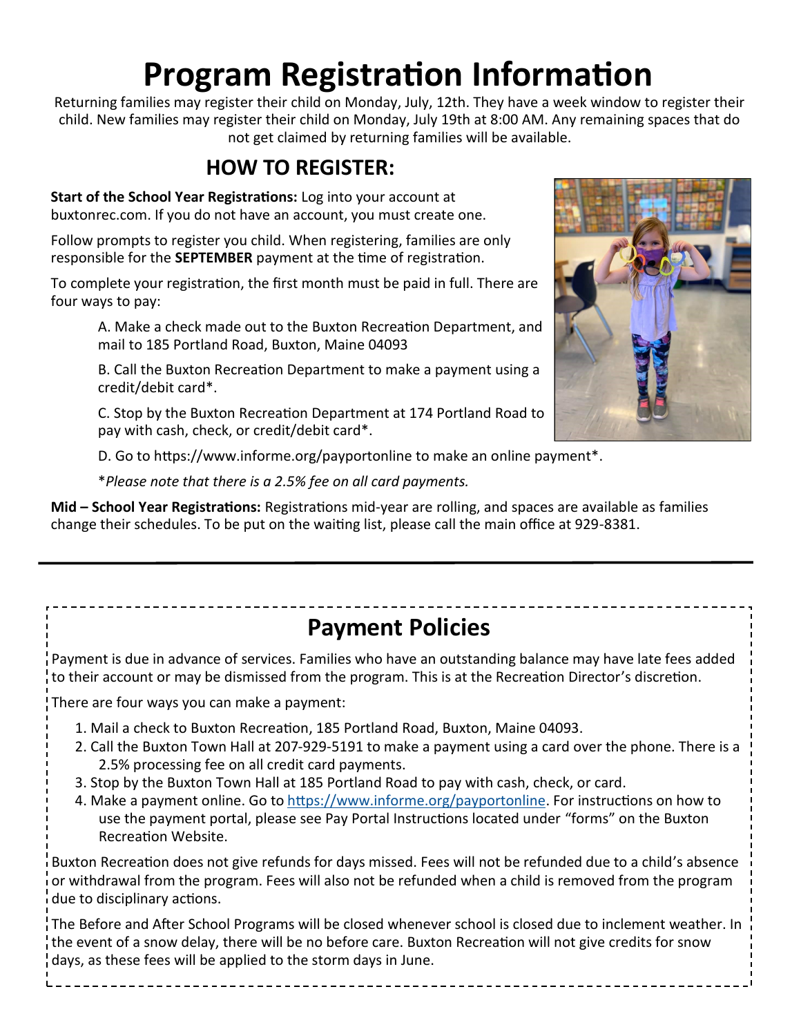# Program Registration Information

Returning families may register their child on Monday, July, 12th. They have a week window to register their child. New families may register their child on Monday, July 19th at 8:00 AM. Any remaining spaces that do not get claimed by returning families will be available.

## HOW TO REGISTER:

**Start of the School Year Registrations:** Log into your account at buxtonrec.com. If you do not have an account, you must create one.

Follow prompts to register you child. When registering, families are only responsible for the **SEPTEMBER** payment at the time of registration.

To complete your registration, the first month must be paid in full. There are four ways to pay:

A. Make a check made out to the Buxton Recreation Department, and mail to 185 Portland Road, Buxton, Maine 04093

B. Call the Buxton Recreation Department to make a payment using a credit/debit card*.

C. Stop by the Buxton Recreation Department at 174 Portland Road to pay with cash, check, or credit/debit card*.

D. Go to https://www.informe.org/payportonline to make an online payment*.

**Please note that there is a 2.5% fee on all card payments.*

**Mid – School Year Registrations:** Registrations mid-year are rolling, and spaces are available as families change their schedules. To be put on the waiting list, please call the main office at 929-8381.

---

## Payment Policies

Payment is due in advance of services. Families who have an outstanding balance may have late fees added to their account or may be dismissed from the program. This is at the Recreation Director's discretion.

There are four ways you can make a payment:

1. Mail a check to Buxton Recreation, 185 Portland Road, Buxton, Maine 04093.
2. Call the Buxton Town Hall at 207-929-5191 to make a payment using a card over the phone. There is a 2.5% processing fee on all credit card payments.
3. Stop by the Buxton Town Hall at 185 Portland Road to pay with cash, check, or card.
4. Make a payment online. Go to https://www.informe.org/payportonline. For instructions on how to use the payment portal, please see Pay Portal Instructions located under "forms" on the Buxton Recreation Website.

Buxton Recreation does not give refunds for days missed. Fees will not be refunded due to a child's absence or withdrawal from the program. Fees will also not be refunded when a child is removed from the program due to disciplinary actions.

The Before and After School Programs will be closed whenever school is closed due to inclement weather. In the event of a snow delay, there will be no before care. Buxton Recreation will not give credits for snow days, as these fees will be applied to the storm days in June.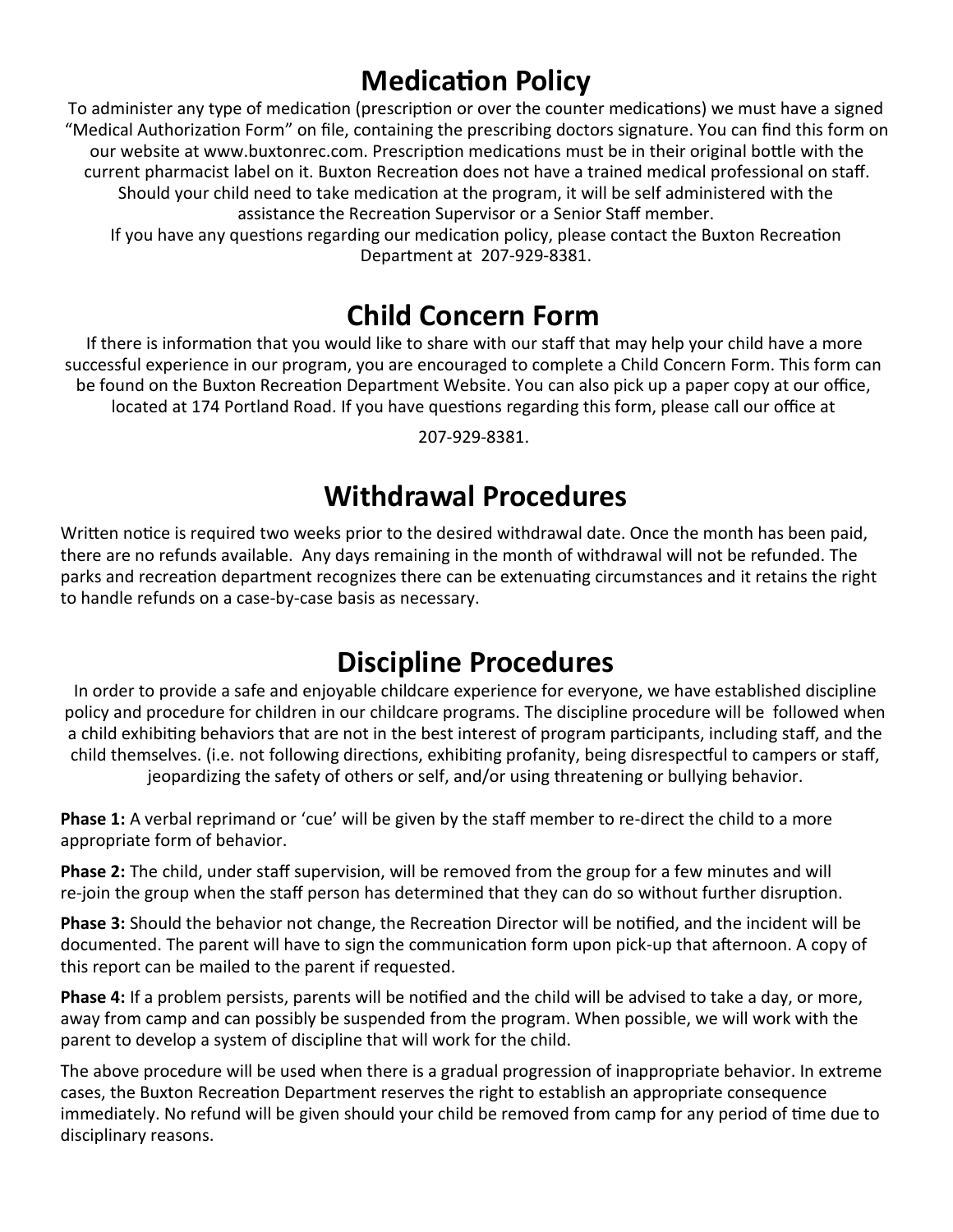# Medication Policy

To administer any type of medication (prescription or over the counter medications) we must have a signed "Medical Authorization Form" on file, containing the prescribing doctors signature. You can find this form on our website at www.buxtonrec.com. Prescription medications must be in their original bottle with the current pharmacist label on it. Buxton Recreation does not have a trained medical professional on staff. Should your child need to take medication at the program, it will be self administered with the assistance the Recreation Supervisor or a Senior Staff member.

If you have any questions regarding our medication policy, please contact the Buxton Recreation Department at 207-929-8381.

# Child Concern Form

If there is information that you would like to share with our staff that may help your child have a more successful experience in our program, you are encouraged to complete a Child Concern Form. This form can be found on the Buxton Recreation Department Website. You can also pick up a paper copy at our office, located at 174 Portland Road. If you have questions regarding this form, please call our office at 207-929-8381.

# Withdrawal Procedures

Written notice is required two weeks prior to the desired withdrawal date. Once the month has been paid, there are no refunds available. Any days remaining in the month of withdrawal will not be refunded. The parks and recreation department recognizes there can be extenuating circumstances and it retains the right to handle refunds on a case-by-case basis as necessary.

# Discipline Procedures

In order to provide a safe and enjoyable childcare experience for everyone, we have established discipline policy and procedure for children in our childcare programs. The discipline procedure will be followed when a child exhibiting behaviors that are not in the best interest of program participants, including staff, and the child themselves. (i.e. not following directions, exhibiting profanity, being disrespectful to campers or staff, jeopardizing the safety of others or self, and/or using threatening or bullying behavior.

**Phase 1:** A verbal reprimand or 'cue' will be given by the staff member to re-direct the child to a more appropriate form of behavior.

**Phase 2:** The child, under staff supervision, will be removed from the group for a few minutes and will re-join the group when the staff person has determined that they can do so without further disruption.

**Phase 3:** Should the behavior not change, the Recreation Director will be notified, and the incident will be documented. The parent will have to sign the communication form upon pick-up that afternoon. A copy of this report can be mailed to the parent if requested.

**Phase 4:** If a problem persists, parents will be notified and the child will be advised to take a day, or more, away from camp and can possibly be suspended from the program. When possible, we will work with the parent to develop a system of discipline that will work for the child.

The above procedure will be used when there is a gradual progression of inappropriate behavior. In extreme cases, the Buxton Recreation Department reserves the right to establish an appropriate consequence immediately. No refund will be given should your child be removed from camp for any period of time due to disciplinary reasons.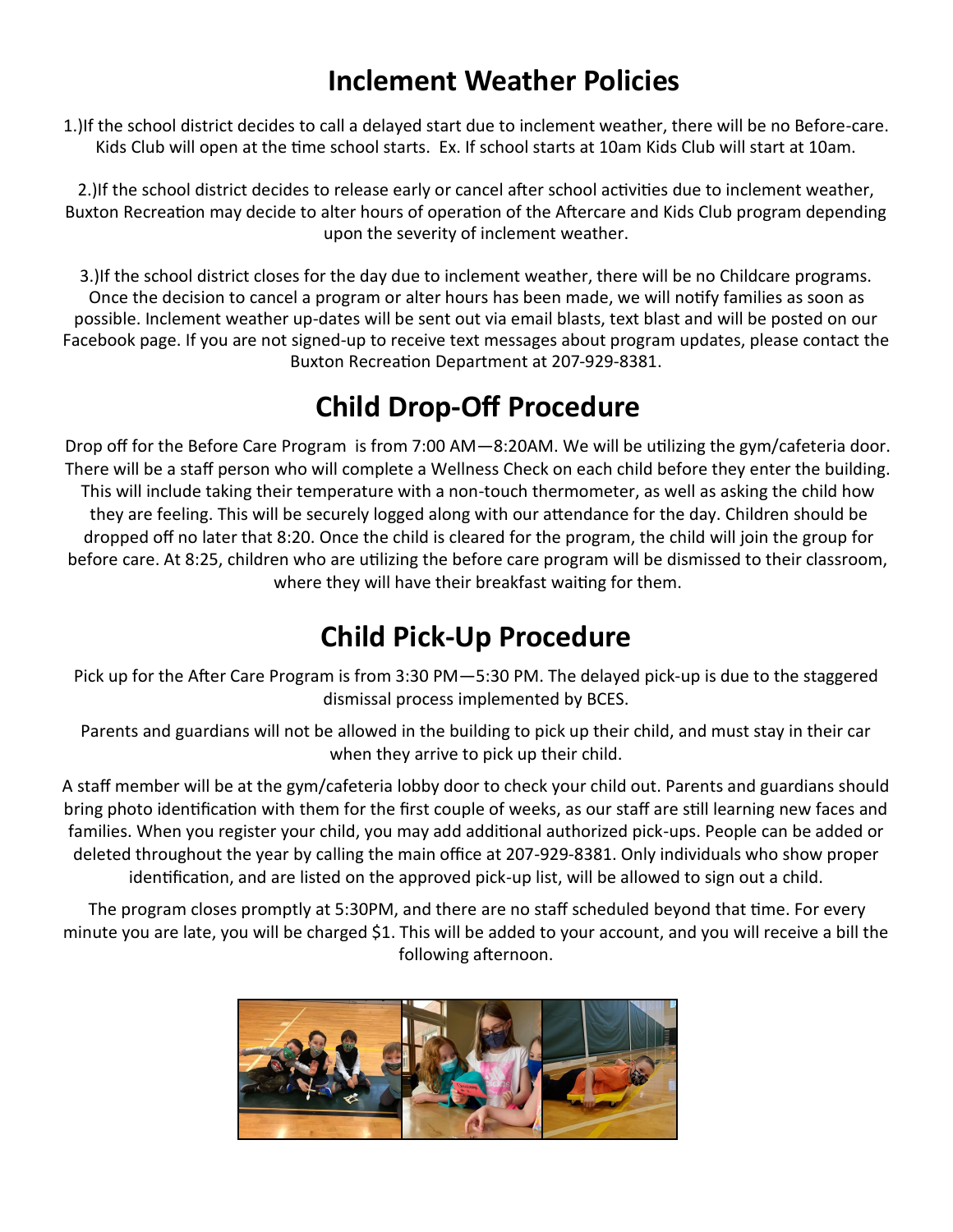## Inclement Weather Policies

1.)If the school district decides to call a delayed start due to inclement weather, there will be no Before-care. Kids Club will open at the time school starts. Ex. If school starts at 10am Kids Club will start at 10am.

2.)If the school district decides to release early or cancel after school activities due to inclement weather, Buxton Recreation may decide to alter hours of operation of the Aftercare and Kids Club program depending upon the severity of inclement weather.

3.)If the school district closes for the day due to inclement weather, there will be no Childcare programs. Once the decision to cancel a program or alter hours has been made, we will notify families as soon as possible. Inclement weather up-dates will be sent out via email blasts, text blast and will be posted on our Facebook page. If you are not signed-up to receive text messages about program updates, please contact the Buxton Recreation Department at 207-929-8381.

## Child Drop-Off Procedure

Drop off for the Before Care Program is from 7:00 AM—8:20AM. We will be utilizing the gym/cafeteria door. There will be a staff person who will complete a Wellness Check on each child before they enter the building. This will include taking their temperature with a non-touch thermometer, as well as asking the child how they are feeling. This will be securely logged along with our attendance for the day. Children should be dropped off no later that 8:20. Once the child is cleared for the program, the child will join the group for before care. At 8:25, children who are utilizing the before care program will be dismissed to their classroom, where they will have their breakfast waiting for them.

## Child Pick-Up Procedure

Pick up for the After Care Program is from 3:30 PM—5:30 PM. The delayed pick-up is due to the staggered dismissal process implemented by BCES.

Parents and guardians will not be allowed in the building to pick up their child, and must stay in their car when they arrive to pick up their child.

A staff member will be at the gym/cafeteria lobby door to check your child out. Parents and guardians should bring photo identification with them for the first couple of weeks, as our staff are still learning new faces and families. When you register your child, you may add additional authorized pick-ups. People can be added or deleted throughout the year by calling the main office at 207-929-8381. Only individuals who show proper identification, and are listed on the approved pick-up list, will be allowed to sign out a child.

The program closes promptly at 5:30PM, and there are no staff scheduled beyond that time. For every minute you are late, you will be charged $1. This will be added to your account, and you will receive a bill the following afternoon.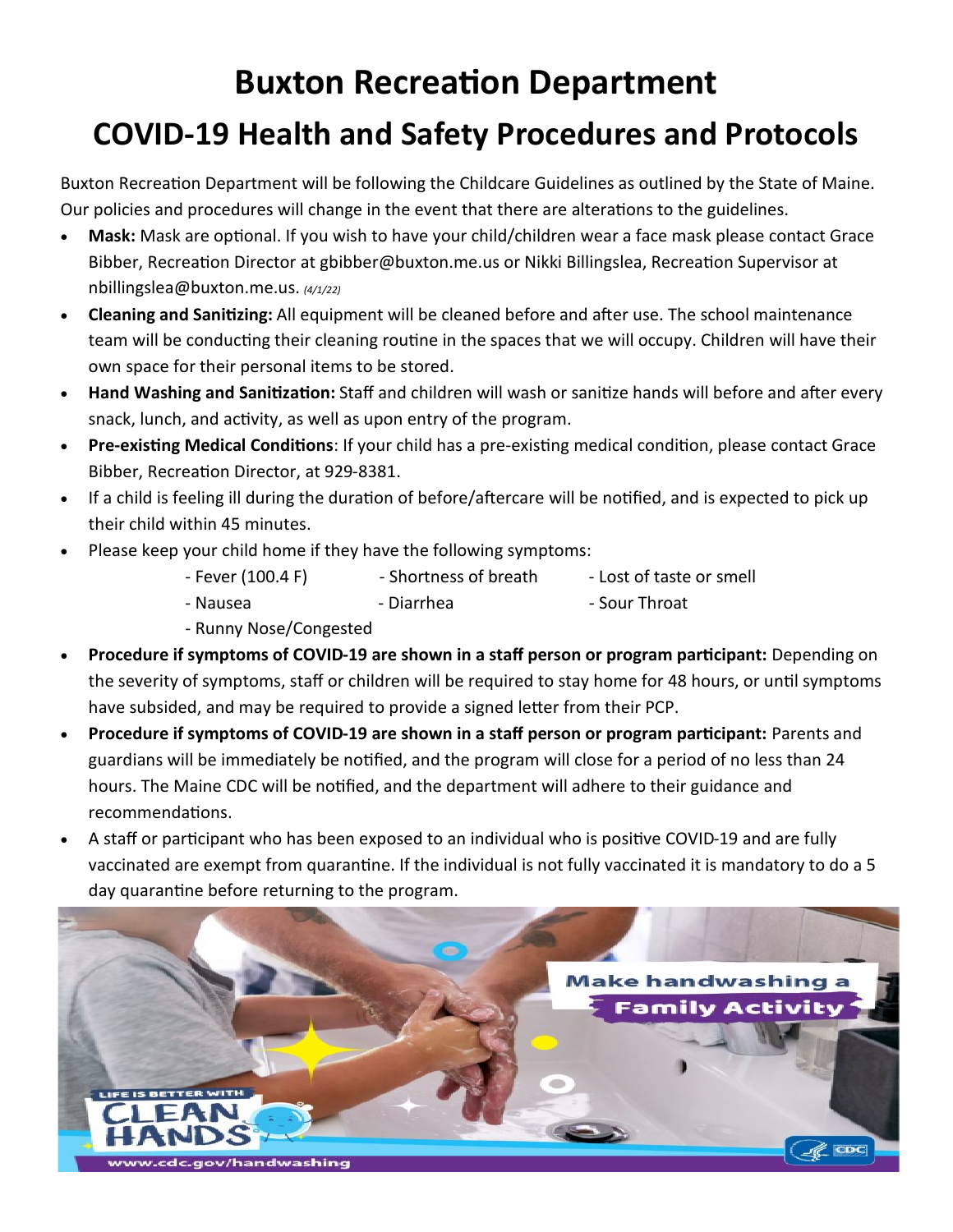# Buxton Recreation Department

## COVID-19 Health and Safety Procedures and Protocols

Buxton Recreation Department will be following the Childcare Guidelines as outlined by the State of Maine. Our policies and procedures will change in the event that there are alterations to the guidelines.

- **Mask:** Mask are optional. If you wish to have your child/children wear a face mask please contact Grace Bibber, Recreation Director at gbibber@buxton.me.us or Nikki Billingslea, Recreation Supervisor at nbillingslea@buxton.me.us. *(4/1/22)*
- **Cleaning and Sanitizing:** All equipment will be cleaned before and after use. The school maintenance team will be conducting their cleaning routine in the spaces that we will occupy. Children will have their own space for their personal items to be stored.
- **Hand Washing and Sanitization:** Staff and children will wash or sanitize hands will before and after every snack, lunch, and activity, as well as upon entry of the program.
- **Pre-existing Medical Conditions**: If your child has a pre-existing medical condition, please contact Grace Bibber, Recreation Director, at 929-8381.
- If a child is feeling ill during the duration of before/aftercare will be notified, and is expected to pick up their child within 45 minutes.
- Please keep your child home if they have the following symptoms:
  - Fever (100.4 F)
  - Shortness of breath
  - Lost of taste or smell
  - Nausea
  - Diarrhea
  - Sour Throat
  - Runny Nose/Congested
- **Procedure if symptoms of COVID-19 are shown in a staff person or program participant:** Depending on the severity of symptoms, staff or children will be required to stay home for 48 hours, or until symptoms have subsided, and may be required to provide a signed letter from their PCP.
- **Procedure if symptoms of COVID-19 are shown in a staff person or program participant:** Parents and guardians will be immediately be notified, and the program will close for a period of no less than 24 hours. The Maine CDC will be notified, and the department will adhere to their guidance and recommendations.
- A staff or participant who has been exposed to an individual who is positive COVID-19 and are fully vaccinated are exempt from quarantine. If the individual is not fully vaccinated it is mandatory to do a 5 day quarantine before returning to the program.

Make handwashing a Family Activity

LIFE IS BETTER WITH CLEAN HANDS

www.cdc.gov/handwashing

CDC